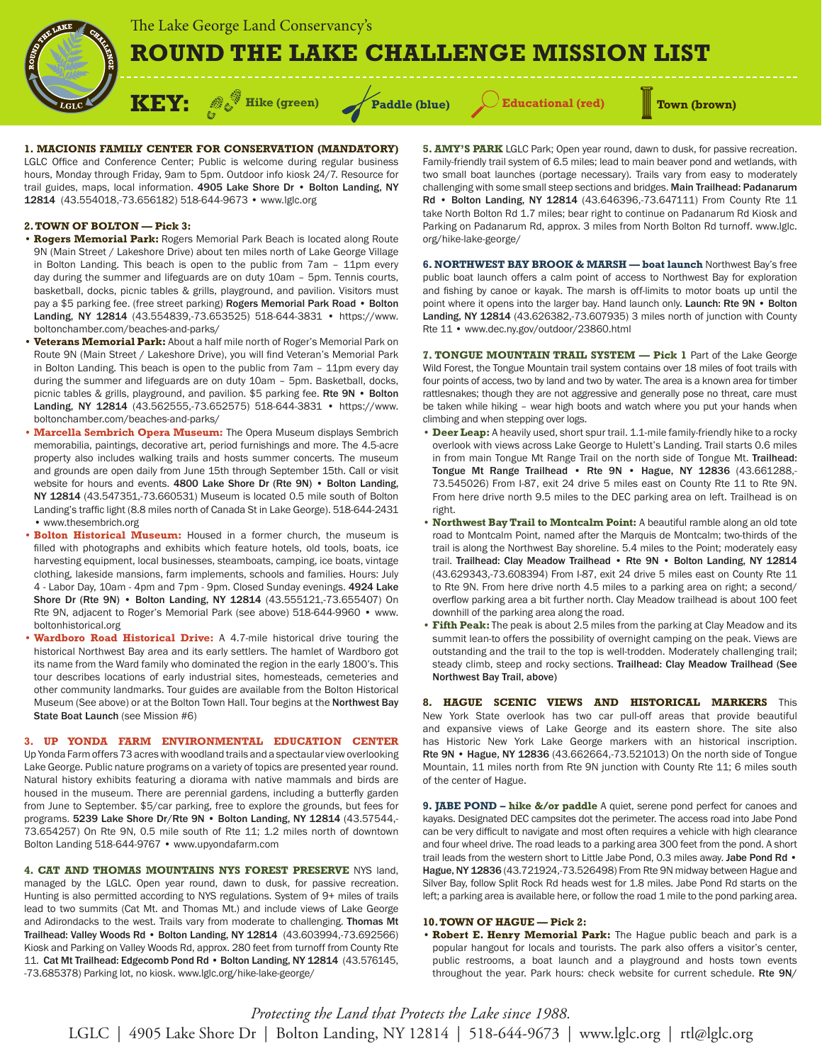The Lake George Land Conservancy's

# ROUND THE LAKE CHALLENGE MISSION LIST

**KEY:** Hike (green) Paddle (blue) Educational (red) Town (brown)

### 1. MACIONIS FAMILY CENTER FOR CONSERVATION (MANDATORY)

LGLC Office and Conference Center; Public is welcome during regular business hours, Monday through Friday, 9am to 5pm. Outdoor info kiosk 24/7. Resource for trail guides, maps, local information. **4905 Lake Shore Dr • Bolton Landing, NY 12814** (43.554018,-73.656182) 518-644-9673 • www.lglc.org

### 2. TOWN OF BOLTON — Pick 3:

- **Rogers Memorial Park:** Rogers Memorial Park Beach is located along Route 9N (Main Street / Lakeshore Drive) about ten miles north of Lake George Village in Bolton Landing. This beach is open to the public from 7am – 11pm every day during the summer and lifeguards are on duty 10am – 5pm. Tennis courts, basketball, docks, picnic tables & grills, playground, and pavilion. Visitors must pay a $5 parking fee. (free street parking) **Rogers Memorial Park Road • Bolton Landing, NY 12814** (43.554839,-73.653525) 518-644-3831 • https://www.boltonchamber.com/beaches-and-parks/
- **Veterans Memorial Park:** About a half mile north of Roger's Memorial Park on Route 9N (Main Street / Lakeshore Drive), you will find Veteran's Memorial Park in Bolton Landing. This beach is open to the public from 7am – 11pm every day during the summer and lifeguards are on duty 10am – 5pm. Basketball, docks, picnic tables & grills, playground, and pavilion. $5 parking fee. **Rte 9N • Bolton Landing, NY 12814** (43.562555,-73.652575) 518-644-3831 • https://www.boltonchamber.com/beaches-and-parks/
- **Marcella Sembrich Opera Museum:** The Opera Museum displays Sembrich memorabilia, paintings, decorative art, period furnishings and more. The 4.5-acre property also includes walking trails and hosts summer concerts. The museum and grounds are open daily from June 15th through September 15th. Call or visit website for hours and events. **4800 Lake Shore Dr (Rte 9N) • Bolton Landing, NY 12814** (43.547351,-73.660531) Museum is located 0.5 mile south of Bolton Landing's traffic light (8.8 miles north of Canada St in Lake George). 518-644-2431 • www.thesembrich.org
- **Bolton Historical Museum:** Housed in a former church, the museum is filled with photographs and exhibits which feature hotels, old tools, boats, ice harvesting equipment, local businesses, steamboats, camping, ice boats, vintage clothing, lakeside mansions, farm implements, schools and families. Hours: July 4 - Labor Day, 10am - 4pm and 7pm - 9pm. Closed Sunday evenings. **4924 Lake Shore Dr (Rte 9N) • Bolton Landing, NY 12814** (43.555121,-73.655407) On Rte 9N, adjacent to Roger's Memorial Park (see above) 518-644-9960 • www.boltonhistorical.org
- **Wardboro Road Historical Drive:** A 4.7-mile historical drive touring the historical Northwest Bay area and its early settlers. The hamlet of Wardboro got its name from the Ward family who dominated the region in the early 1800's. This tour describes locations of early industrial sites, homesteads, cemeteries and other community landmarks. Tour guides are available from the Bolton Historical Museum (See above) or at the Bolton Town Hall. Tour begins at the **Northwest Bay State Boat Launch** (see Mission #6)

### 3. UP YONDA FARM ENVIRONMENTAL EDUCATION CENTER

Up Yonda Farm offers 73 acres with woodland trails and a spectacular view overlooking Lake George. Public nature programs on a variety of topics are presented year round. Natural history exhibits featuring a diorama with native mammals and birds are housed in the museum. There are perennial gardens, including a butterfly garden from June to September. $5/car parking, free to explore the grounds, but fees for programs. **5239 Lake Shore Dr/Rte 9N • Bolton Landing, NY 12814** (43.57544,-73.654257) On Rte 9N, 0.5 mile south of Rte 11; 1.2 miles north of downtown Bolton Landing 518-644-9767 • www.upyondafarm.com

### 4. CAT AND THOMAS MOUNTAINS NYS FOREST PRESERVE

NYS land, managed by the LGLC. Open year round, dawn to dusk, for passive recreation. Hunting is also permitted according to NYS regulations. System of 9+ miles of trails lead to two summits (Cat Mt. and Thomas Mt.) and include views of Lake George and Adirondacks to the west. Trails vary from moderate to challenging. **Thomas Mt Trailhead: Valley Woods Rd • Bolton Landing, NY 12814** (43.603994,-73.692566) Kiosk and Parking on Valley Woods Rd, approx. 280 feet from turnoff from County Rte 11. **Cat Mt Trailhead: Edgecomb Pond Rd • Bolton Landing, NY 12814** (43.576145, -73.685378) Parking lot, no kiosk. www.lglc.org/hike-lake-george/

### 5. AMY'S PARK

LGLC Park; Open year round, dawn to dusk, for passive recreation. Family-friendly trail system of 6.5 miles; lead to main beaver pond and wetlands, with two small boat launches (portage necessary). Trails vary from easy to moderately challenging with some small steep sections and bridges. **Main Trailhead: Padanarum Rd • Bolton Landing, NY 12814** (43.646396,-73.647111) From County Rte 11 take North Bolton Rd 1.7 miles; bear right to continue on Padanarum Rd Kiosk and Parking on Padanarum Rd, approx. 3 miles from North Bolton Rd turnoff. www.lglc.org/hike-lake-george/

### 6. NORTHWEST BAY BROOK & MARSH — boat launch

Northwest Bay's free public boat launch offers a calm point of access to Northwest Bay for exploration and fishing by canoe or kayak. The marsh is off-limits to motor boats up until the point where it opens into the larger bay. Hand launch only. **Launch: Rte 9N • Bolton Landing, NY 12814** (43.626382,-73.607935) 3 miles north of junction with County Rte 11 • www.dec.ny.gov/outdoor/23860.html

### 7. TONGUE MOUNTAIN TRAIL SYSTEM — Pick 1

Part of the Lake George Wild Forest, the Tongue Mountain trail system contains over 18 miles of foot trails with four points of access, two by land and two by water. The area is a known area for timber rattlesnakes; though they are not aggressive and generally pose no threat, care must be taken while hiking – wear high boots and watch where you put your hands when climbing and when stepping over logs.

- **Deer Leap:** A heavily used, short spur trail. 1.1-mile family-friendly hike to a rocky overlook with views across Lake George to Hulett's Landing. Trail starts 0.6 miles in from main Tongue Mt Range Trail on the north side of Tongue Mt. **Trailhead: Tongue Mt Range Trailhead • Rte 9N • Hague, NY 12836** (43.661288,-73.545026) From I-87, exit 24 drive 5 miles east on County Rte 11 to Rte 9N. From here drive north 9.5 miles to the DEC parking area on left. Trailhead is on right.
- **Northwest Bay Trail to Montcalm Point:** A beautiful ramble along an old tote road to Montcalm Point, named after the Marquis de Montcalm; two-thirds of the trail is along the Northwest Bay shoreline. 5.4 miles to the Point; moderately easy trail. **Trailhead: Clay Meadow Trailhead • Rte 9N • Bolton Landing, NY 12814** (43.629343,-73.608394) From I-87, exit 24 drive 5 miles east on County Rte 11 to Rte 9N. From here drive north 4.5 miles to a parking area on right; a second/overflow parking area a bit further north. Clay Meadow trailhead is about 100 feet downhill of the parking area along the road.
- **Fifth Peak:** The peak is about 2.5 miles from the parking at Clay Meadow and its summit lean-to offers the possibility of overnight camping on the peak. Views are outstanding and the trail to the top is well-trodden. Moderately challenging trail; steady climb, steep and rocky sections. **Trailhead: Clay Meadow Trailhead (See Northwest Bay Trail, above)**

### 8. HAGUE SCENIC VIEWS AND HISTORICAL MARKERS

This New York State overlook has two car pull-off areas that provide beautiful and expansive views of Lake George and its eastern shore. The site also has Historic New York Lake George markers with an historical inscription. **Rte 9N • Hague, NY 12836** (43.662664,-73.521013) On the north side of Tongue Mountain, 11 miles north from Rte 9N junction with County Rte 11; 6 miles south of the center of Hague.

### 9. JABE POND – hike &/or paddle

A quiet, serene pond perfect for canoes and kayaks. Designated DEC campsites dot the perimeter. The access road into Jabe Pond can be very difficult to navigate and most often requires a vehicle with high clearance and four wheel drive. The road leads to a parking area 300 feet from the pond. A short trail leads from the western short to Little Jabe Pond, 0.3 miles away. **Jabe Pond Rd • Hague, NY 12836** (43.721924,-73.526498) From Rte 9N midway between Hague and Silver Bay, follow Split Rock Rd heads west for 1.8 miles. Jabe Pond Rd starts on the left; a parking area is available here, or follow the road 1 mile to the pond parking area.

### 10. TOWN OF HAGUE — Pick 2:

- **Robert E. Henry Memorial Park:** The Hague public beach and park is a popular hangout for locals and tourists. The park also offers a visitor's center, public restrooms, a boat launch and a playground and hosts town events throughout the year. Park hours: check website for current schedule. **Rte 9N/**

*Protecting the Land that Protects the Lake since 1988.*

LGLC | 4905 Lake Shore Dr | Bolton Landing, NY 12814 | 518-644-9673 | www.lglc.org | rtl@lglc.org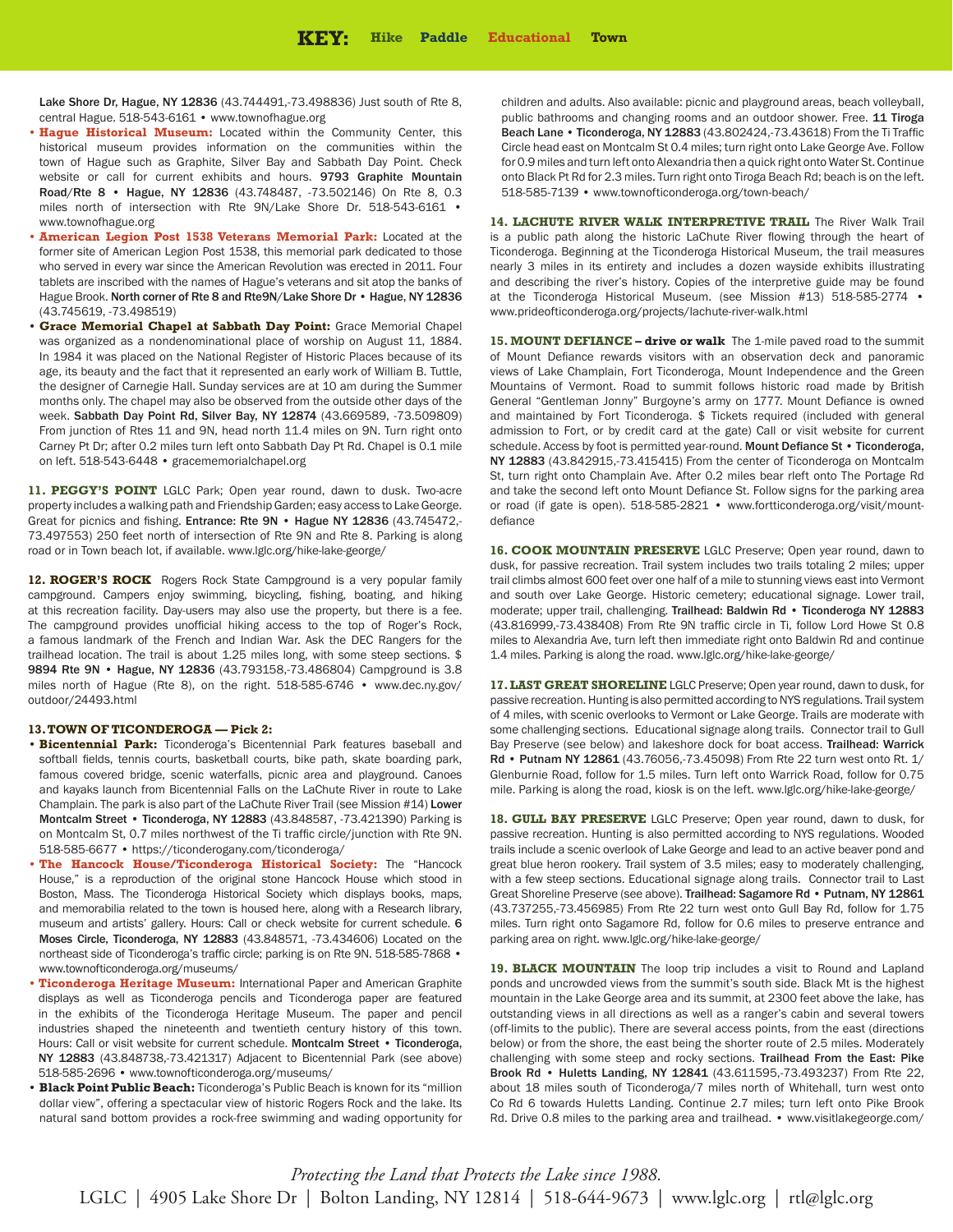**KEY:** Hike Paddle Educational Town

**Lake Shore Dr, Hague, NY 12836** (43.744491,-73.498836) Just south of Rte 8, central Hague. 518-543-6161 • www.townofhague.org

- **Hague Historical Museum:** Located within the Community Center, this historical museum provides information on the communities within the town of Hague such as Graphite, Silver Bay and Sabbath Day Point. Check website or call for current exhibits and hours. **9793 Graphite Mountain Road/Rte 8 • Hague, NY 12836** (43.748487, -73.502146) On Rte 8, 0.3 miles north of intersection with Rte 9N/Lake Shore Dr. 518-543-6161 • www.townofhague.org
- **American Legion Post 1538 Veterans Memorial Park:** Located at the former site of American Legion Post 1538, this memorial park dedicated to those who served in every war since the American Revolution was erected in 2011. Four tablets are inscribed with the names of Hague's veterans and sit atop the banks of Hague Brook. **North corner of Rte 8 and Rte9N/Lake Shore Dr • Hague, NY 12836** (43.745619, -73.498519)
- **Grace Memorial Chapel at Sabbath Day Point:** Grace Memorial Chapel was organized as a nondenominational place of worship on August 11, 1884. In 1984 it was placed on the National Register of Historic Places because of its age, its beauty and the fact that it represented an early work of William B. Tuttle, the designer of Carnegie Hall. Sunday services are at 10 am during the Summer months only. The chapel may also be observed from the outside other days of the week. **Sabbath Day Point Rd, Silver Bay, NY 12874** (43.669589, -73.509809) From junction of Rtes 11 and 9N, head north 11.4 miles on 9N. Turn right onto Carney Pt Dr; after 0.2 miles turn left onto Sabbath Day Pt Rd. Chapel is 0.1 mile on left. 518-543-6448 • gracememorialchapel.org

**11. PEGGY'S POINT** LGLC Park; Open year round, dawn to dusk. Two-acre property includes a walking path and Friendship Garden; easy access to Lake George. Great for picnics and fishing. **Entrance: Rte 9N • Hague NY 12836** (43.745472,-73.497553) 250 feet north of intersection of Rte 9N and Rte 8. Parking is along road or in Town beach lot, if available. www.lglc.org/hike-lake-george/

**12. ROGER'S ROCK** Rogers Rock State Campground is a very popular family campground. Campers enjoy swimming, bicycling, fishing, boating, and hiking at this recreation facility. Day-users may also use the property, but there is a fee. The campground provides unofficial hiking access to the top of Roger's Rock, a famous landmark of the French and Indian War. Ask the DEC Rangers for the trailhead location. The trail is about 1.25 miles long, with some steep sections. $ **9894 Rte 9N • Hague, NY 12836** (43.793158,-73.486804) Campground is 3.8 miles north of Hague (Rte 8), on the right. 518-585-6746 • www.dec.ny.gov/outdoor/24493.html

**13. TOWN OF TICONDEROGA — Pick 2:**

- **Bicentennial Park:** Ticonderoga's Bicentennial Park features baseball and softball fields, tennis courts, basketball courts, bike path, skate boarding park, famous covered bridge, scenic waterfalls, picnic area and playground. Canoes and kayaks launch from Bicentennial Falls on the LaChute River in route to Lake Champlain. The park is also part of the LaChute River Trail (see Mission #14) **Lower Montcalm Street • Ticonderoga, NY 12883** (43.848587, -73.421390) Parking is on Montcalm St, 0.7 miles northwest of the Ti traffic circle/junction with Rte 9N. 518-585-6677 • https://ticonderogany.com/ticonderoga/
- **The Hancock House/Ticonderoga Historical Society:** The "Hancock House," is a reproduction of the original stone Hancock House which stood in Boston, Mass. The Ticonderoga Historical Society which displays books, maps, and memorabilia related to the town is housed here, along with a Research library, museum and artists' gallery. Hours: Call or check website for current schedule. **6 Moses Circle, Ticonderoga, NY 12883** (43.848571, -73.434606) Located on the northeast side of Ticonderoga's traffic circle; parking is on Rte 9N. 518-585-7868 • www.townofticonderoga.org/museums/
- **Ticonderoga Heritage Museum:** International Paper and American Graphite displays as well as Ticonderoga pencils and Ticonderoga paper are featured in the exhibits of the Ticonderoga Heritage Museum. The paper and pencil industries shaped the nineteenth and twentieth century history of this town. Hours: Call or visit website for current schedule. **Montcalm Street • Ticonderoga, NY 12883** (43.848738,-73.421317) Adjacent to Bicentennial Park (see above) 518-585-2696 • www.townofticonderoga.org/museums/
- **Black Point Public Beach:** Ticonderoga's Public Beach is known for its "million dollar view", offering a spectacular view of historic Rogers Rock and the lake. Its natural sand bottom provides a rock-free swimming and wading opportunity for children and adults. Also available: picnic and playground areas, beach volleyball, public bathrooms and changing rooms and an outdoor shower. Free. **11 Tiroga Beach Lane • Ticonderoga, NY 12883** (43.802424,-73.43618) From the Ti Traffic Circle head east on Montcalm St 0.4 miles; turn right onto Lake George Ave. Follow for 0.9 miles and turn left onto Alexandria then a quick right onto Water St. Continue onto Black Pt Rd for 2.3 miles. Turn right onto Tiroga Beach Rd; beach is on the left. 518-585-7139 • www.townofticonderoga.org/town-beach/

**14. LACHUTE RIVER WALK INTERPRETIVE TRAIL** The River Walk Trail is a public path along the historic LaChute River flowing through the heart of Ticonderoga. Beginning at the Ticonderoga Historical Museum, the trail measures nearly 3 miles in its entirety and includes a dozen wayside exhibits illustrating and describing the river's history. Copies of the interpretive guide may be found at the Ticonderoga Historical Museum. (see Mission #13) 518-585-2774 • www.prideofticonderoga.org/projects/lachute-river-walk.html

**15. MOUNT DEFIANCE – drive or walk** The 1-mile paved road to the summit of Mount Defiance rewards visitors with an observation deck and panoramic views of Lake Champlain, Fort Ticonderoga, Mount Independence and the Green Mountains of Vermont. Road to summit follows historic road made by British General "Gentleman Jonny" Burgoyne's army on 1777. Mount Defiance is owned and maintained by Fort Ticonderoga. $ Tickets required (included with general admission to Fort, or by credit card at the gate) Call or visit website for current schedule. Access by foot is permitted year-round. **Mount Defiance St • Ticonderoga, NY 12883** (43.842915,-73.415415) From the center of Ticonderoga on Montcalm St, turn right onto Champlain Ave. After 0.2 miles bear rleft onto The Portage Rd and take the second left onto Mount Defiance St. Follow signs for the parking area or road (if gate is open). 518-585-2821 • www.fortticonderoga.org/visit/mount-defiance

**16. COOK MOUNTAIN PRESERVE** LGLC Preserve; Open year round, dawn to dusk, for passive recreation. Trail system includes two trails totaling 2 miles; upper trail climbs almost 600 feet over one half of a mile to stunning views east into Vermont and south over Lake George. Historic cemetery; educational signage. Lower trail, moderate; upper trail, challenging. **Trailhead: Baldwin Rd • Ticonderoga NY 12883** (43.816999,-73.438408) From Rte 9N traffic circle in Ti, follow Lord Howe St 0.8 miles to Alexandria Ave, turn left then immediate right onto Baldwin Rd and continue 1.4 miles. Parking is along the road. www.lglc.org/hike-lake-george/

**17. LAST GREAT SHORELINE** LGLC Preserve; Open year round, dawn to dusk, for passive recreation. Hunting is also permitted according to NYS regulations. Trail system of 4 miles, with scenic overlooks to Vermont or Lake George. Trails are moderate with some challenging sections. Educational signage along trails. Connector trail to Gull Bay Preserve (see below) and lakeshore dock for boat access. **Trailhead: Warrick Rd • Putnam NY 12861** (43.76056,-73.45098) From Rte 22 turn west onto Rt. 1/Glenburnie Road, follow for 1.5 miles. Turn left onto Warrick Road, follow for 0.75 mile. Parking is along the road, kiosk is on the left. www.lglc.org/hike-lake-george/

**18. GULL BAY PRESERVE** LGLC Preserve; Open year round, dawn to dusk, for passive recreation. Hunting is also permitted according to NYS regulations. Wooded trails include a scenic overlook of Lake George and lead to an active beaver pond and great blue heron rookery. Trail system of 3.5 miles; easy to moderately challenging, with a few steep sections. Educational signage along trails. Connector trail to Last Great Shoreline Preserve (see above). **Trailhead: Sagamore Rd • Putnam, NY 12861** (43.737255,-73.456985) From Rte 22 turn west onto Gull Bay Rd, follow for 1.75 miles. Turn right onto Sagamore Rd, follow for 0.6 miles to preserve entrance and parking area on right. www.lglc.org/hike-lake-george/

**19. BLACK MOUNTAIN** The loop trip includes a visit to Round and Lapland ponds and uncrowded views from the summit's south side. Black Mt is the highest mountain in the Lake George area and its summit, at 2300 feet above the lake, has outstanding views in all directions as well as a ranger's cabin and several towers (off-limits to the public). There are several access points, from the east (directions below) or from the shore, the east being the shorter route of 2.5 miles. Moderately challenging with some steep and rocky sections. **Trailhead From the East: Pike Brook Rd • Huletts Landing, NY 12841** (43.611595,-73.493237) From Rte 22, about 18 miles south of Ticonderoga/7 miles north of Whitehall, turn west onto Co Rd 6 towards Huletts Landing. Continue 2.7 miles; turn left onto Pike Brook Rd. Drive 0.8 miles to the parking area and trailhead. • www.visitlakegeorge.com/

*Protecting the Land that Protects the Lake since 1988.*

LGLC | 4905 Lake Shore Dr | Bolton Landing, NY 12814 | 518-644-9673 | www.lglc.org | rtl@lglc.org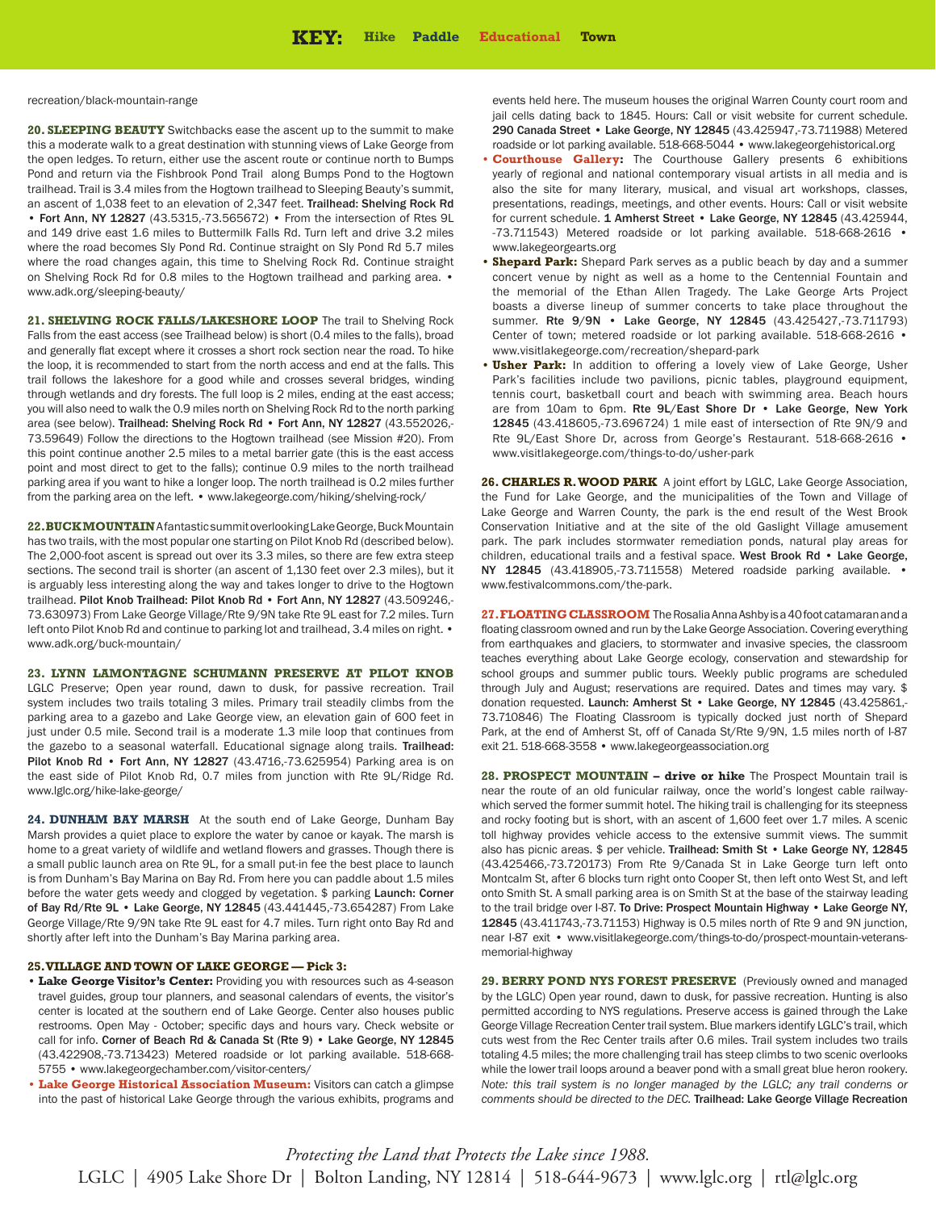**KEY:** Hike Paddle Educational Town

recreation/black-mountain-range

**20. SLEEPING BEAUTY** Switchbacks ease the ascent up to the summit to make this a moderate walk to a great destination with stunning views of Lake George from the open ledges. To return, either use the ascent route or continue north to Bumps Pond and return via the Fishbrook Pond Trail along Bumps Pond to the Hogtown trailhead. Trail is 3.4 miles from the Hogtown trailhead to Sleeping Beauty's summit, an ascent of 1,038 feet to an elevation of 2,347 feet. **Trailhead: Shelving Rock Rd • Fort Ann, NY 12827** (43.5315,-73.565672) • From the intersection of Rtes 9L and 149 drive east 1.6 miles to Buttermilk Falls Rd. Turn left and drive 3.2 miles where the road becomes Sly Pond Rd. Continue straight on Sly Pond Rd 5.7 miles where the road changes again, this time to Shelving Rock Rd. Continue straight on Shelving Rock Rd for 0.8 miles to the Hogtown trailhead and parking area. • www.adk.org/sleeping-beauty/

**21. SHELVING ROCK FALLS/LAKESHORE LOOP** The trail to Shelving Rock Falls from the east access (see Trailhead below) is short (0.4 miles to the falls), broad and generally flat except where it crosses a short rock section near the road. To hike the loop, it is recommended to start from the north access and end at the falls. This trail follows the lakeshore for a good while and crosses several bridges, winding through wetlands and dry forests. The full loop is 2 miles, ending at the east access; you will also need to walk the 0.9 miles north on Shelving Rock Rd to the north parking area (see below). **Trailhead: Shelving Rock Rd • Fort Ann, NY 12827** (43.552026,-73.59649) Follow the directions to the Hogtown trailhead (see Mission #20). From this point continue another 2.5 miles to a metal barrier gate (this is the east access point and most direct to get to the falls); continue 0.9 miles to the north trailhead parking area if you want to hike a longer loop. The north trailhead is 0.2 miles further from the parking area on the left. • www.lakegeorge.com/hiking/shelving-rock/

**22. BUCK MOUNTAIN** A fantastic summit overlooking Lake George, Buck Mountain has two trails, with the most popular one starting on Pilot Knob Rd (described below). The 2,000-foot ascent is spread out over its 3.3 miles, so there are few extra steep sections. The second trail is shorter (an ascent of 1,130 feet over 2.3 miles), but it is arguably less interesting along the way and takes longer to drive to the Hogtown trailhead. **Pilot Knob Trailhead: Pilot Knob Rd • Fort Ann, NY 12827** (43.509246,-73.630973) From Lake George Village/Rte 9/9N take Rte 9L east for 7.2 miles. Turn left onto Pilot Knob Rd and continue to parking lot and trailhead, 3.4 miles on right. • www.adk.org/buck-mountain/

**23. LYNN LAMONTAGNE SCHUMANN PRESERVE AT PILOT KNOB** LGLC Preserve; Open year round, dawn to dusk, for passive recreation. Trail system includes two trails totaling 3 miles. Primary trail steadily climbs from the parking area to a gazebo and Lake George view, an elevation gain of 600 feet in just under 0.5 mile. Second trail is a moderate 1.3 mile loop that continues from the gazebo to a seasonal waterfall. Educational signage along trails. **Trailhead: Pilot Knob Rd • Fort Ann, NY 12827** (43.4716,-73.625954) Parking area is on the east side of Pilot Knob Rd, 0.7 miles from junction with Rte 9L/Ridge Rd. www.lglc.org/hike-lake-george/

**24. DUNHAM BAY MARSH** At the south end of Lake George, Dunham Bay Marsh provides a quiet place to explore the water by canoe or kayak. The marsh is home to a great variety of wildlife and wetland flowers and grasses. Though there is a small public launch area on Rte 9L, for a small put-in fee the best place to launch is from Dunham's Bay Marina on Bay Rd. From here you can paddle about 1.5 miles before the water gets weedy and clogged by vegetation. $ parking **Launch: Corner of Bay Rd/Rte 9L • Lake George, NY 12845** (43.441445,-73.654287) From Lake George Village/Rte 9/9N take Rte 9L east for 4.7 miles. Turn right onto Bay Rd and shortly after left into the Dunham's Bay Marina parking area.

**25. VILLAGE AND TOWN OF LAKE GEORGE — Pick 3:**

- **Lake George Visitor's Center:** Providing you with resources such as 4-season travel guides, group tour planners, and seasonal calendars of events, the visitor's center is located at the southern end of Lake George. Center also houses public restrooms. Open May - October; specific days and hours vary. Check website or call for info. **Corner of Beach Rd & Canada St (Rte 9) • Lake George, NY 12845** (43.422908,-73.713423) Metered roadside or lot parking available. 518-668-5755 • www.lakegeorgechamber.com/visitor-centers/
- **Lake George Historical Association Museum:** Visitors can catch a glimpse into the past of historical Lake George through the various exhibits, programs and events held here. The museum houses the original Warren County court room and jail cells dating back to 1845. Hours: Call or visit website for current schedule. **290 Canada Street • Lake George, NY 12845** (43.425947,-73.711988) Metered roadside or lot parking available. 518-668-5044 • www.lakegeorgehistorical.org
- **Courthouse Gallery:** The Courthouse Gallery presents 6 exhibitions yearly of regional and national contemporary visual artists in all media and is also the site for many literary, musical, and visual art workshops, classes, presentations, readings, meetings, and other events. Hours: Call or visit website for current schedule. **1 Amherst Street • Lake George, NY 12845** (43.425944, -73.711543) Metered roadside or lot parking available. 518-668-2616 • www.lakegeorgearts.org
- **Shepard Park:** Shepard Park serves as a public beach by day and a summer concert venue by night as well as a home to the Centennial Fountain and the memorial of the Ethan Allen Tragedy. The Lake George Arts Project boasts a diverse lineup of summer concerts to take place throughout the summer. **Rte 9/9N • Lake George, NY 12845** (43.425427,-73.711793) Center of town; metered roadside or lot parking available. 518-668-2616 • www.visitlakegeorge.com/recreation/shepard-park
- **Usher Park:** In addition to offering a lovely view of Lake George, Usher Park's facilities include two pavilions, picnic tables, playground equipment, tennis court, basketball court and beach with swimming area. Beach hours are from 10am to 6pm. **Rte 9L/East Shore Dr • Lake George, New York 12845** (43.418605,-73.696724) 1 mile east of intersection of Rte 9N/9 and Rte 9L/East Shore Dr, across from George's Restaurant. 518-668-2616 • www.visitlakegeorge.com/things-to-do/usher-park

**26. CHARLES R. WOOD PARK** A joint effort by LGLC, Lake George Association, the Fund for Lake George, and the municipalities of the Town and Village of Lake George and Warren County, the park is the end result of the West Brook Conservation Initiative and at the site of the old Gaslight Village amusement park. The park includes stormwater remediation ponds, natural play areas for children, educational trails and a festival space. **West Brook Rd • Lake George, NY 12845** (43.418905,-73.711558) Metered roadside parking available. • www.festivalcommons.com/the-park.

**27. FLOATING CLASSROOM** The Rosalia Anna Ashby is a 40 foot catamaran and a floating classroom owned and run by the Lake George Association. Covering everything from earthquakes and glaciers, to stormwater and invasive species, the classroom teaches everything about Lake George ecology, conservation and stewardship for school groups and summer public tours. Weekly public programs are scheduled through July and August; reservations are required. Dates and times may vary. $ donation requested. **Launch: Amherst St • Lake George, NY 12845** (43.425861,-73.710846) The Floating Classroom is typically docked just north of Shepard Park, at the end of Amherst St, off of Canada St/Rte 9/9N, 1.5 miles north of I-87 exit 21. 518-668-3558 • www.lakegeorgeassociation.org

**28. PROSPECT MOUNTAIN – drive or hike** The Prospect Mountain trail is near the route of an old funicular railway, once the world's longest cable railway-which served the former summit hotel. The hiking trail is challenging for its steepness and rocky footing but is short, with an ascent of 1,600 feet over 1.7 miles. A scenic toll highway provides vehicle access to the extensive summit views. The summit also has picnic areas. $ per vehicle. **Trailhead: Smith St • Lake George NY, 12845** (43.425466,-73.720173) From Rte 9/Canada St in Lake George turn left onto Montcalm St, after 6 blocks turn right onto Cooper St, then left onto West St, and left onto Smith St. A small parking area is on Smith St at the base of the stairway leading to the trail bridge over I-87. **To Drive: Prospect Mountain Highway • Lake George NY, 12845** (43.411743,-73.71153) Highway is 0.5 miles north of Rte 9 and 9N junction, near I-87 exit • www.visitlakegeorge.com/things-to-do/prospect-mountain-veterans-memorial-highway

**29. BERRY POND NYS FOREST PRESERVE** (Previously owned and managed by the LGLC) Open year round, dawn to dusk, for passive recreation. Hunting is also permitted according to NYS regulations. Preserve access is gained through the Lake George Village Recreation Center trail system. Blue markers identify LGLC's trail, which cuts west from the Rec Center trails after 0.6 miles. Trail system includes two trails totaling 4.5 miles; the more challenging trail has steep climbs to two scenic overlooks while the lower trail loops around a beaver pond with a small great blue heron rookery. *Note: this trail system is no longer managed by the LGLC; any trail conderns or comments should be directed to the DEC.* **Trailhead: Lake George Village Recreation**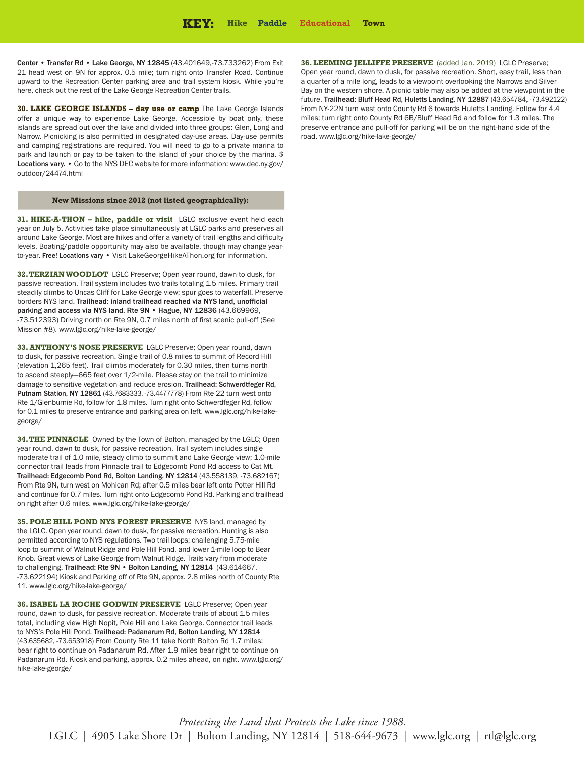**KEY:** Hike Paddle Educational Town

Center • Transfer Rd • Lake George, NY 12845 (43.401649,-73.733262) From Exit 21 head west on 9N for approx. 0.5 mile; turn right onto Transfer Road. Continue upward to the Recreation Center parking area and trail system kiosk. While you're here, check out the rest of the Lake George Recreation Center trails.

**30. LAKE GEORGE ISLANDS – day use or camp** The Lake George Islands offer a unique way to experience Lake George. Accessible by boat only, these islands are spread out over the lake and divided into three groups: Glen, Long and Narrow. Picnicking is also permitted in designated day-use areas. Day-use permits and camping registrations are required. You will need to go to a private marina to park and launch or pay to be taken to the island of your choice by the marina. $ **Locations vary.** • Go to the NYS DEC website for more information: www.dec.ny.gov/outdoor/24474.html

## New Missions since 2012 (not listed geographically):

**31. HIKE-A-THON – hike, paddle or visit** LGLC exclusive event held each year on July 5. Activities take place simultaneously at LGLC parks and preserves all around Lake George. Most are hikes and offer a variety of trail lengths and difficulty levels. Boating/paddle opportunity may also be available, though may change year-to-year. **Free! Locations vary** • Visit LakeGeorgeHikeAThon.org for information.

**32. TERZIAN WOODLOT** LGLC Preserve; Open year round, dawn to dusk, for passive recreation. Trail system includes two trails totaling 1.5 miles. Primary trail steadily climbs to Uncas Cliff for Lake George view; spur goes to waterfall. Preserve borders NYS land. **Trailhead: inland trailhead reached via NYS land, unofficial parking and access via NYS land, Rte 9N • Hague, NY 12836** (43.669969, -73.512393) Driving north on Rte 9N, 0.7 miles north of first scenic pull-off (See Mission #8). www.lglc.org/hike-lake-george/

**33. ANTHONY'S NOSE PRESERVE** LGLC Preserve; Open year round, dawn to dusk, for passive recreation. Single trail of 0.8 miles to summit of Record Hill (elevation 1,265 feet). Trail climbs moderately for 0.30 miles, then turns north to ascend steeply—665 feet over 1/2-mile. Please stay on the trail to minimize damage to sensitive vegetation and reduce erosion. **Trailhead: Schwerdtfeger Rd, Putnam Station, NY 12861** (43.7683333, -73.4477778) From Rte 22 turn west onto Rte 1/Glenburnie Rd, follow for 1.8 miles. Turn right onto Schwerdfeger Rd, follow for 0.1 miles to preserve entrance and parking area on left. www.lglc.org/hike-lake-george/

**34. THE PINNACLE** Owned by the Town of Bolton, managed by the LGLC; Open year round, dawn to dusk, for passive recreation. Trail system includes single moderate trail of 1.0 mile, steady climb to summit and Lake George view; 1.0-mile connector trail leads from Pinnacle trail to Edgecomb Pond Rd access to Cat Mt. **Trailhead: Edgecomb Pond Rd, Bolton Landing, NY 12814** (43.558139, -73.682167) From Rte 9N, turn west on Mohican Rd; after 0.5 miles bear left onto Potter Hill Rd and continue for 0.7 miles. Turn right onto Edgecomb Pond Rd. Parking and trailhead on right after 0.6 miles. www.lglc.org/hike-lake-george/

**35. POLE HILL POND NYS FOREST PRESERVE** NYS land, managed by the LGLC. Open year round, dawn to dusk, for passive recreation. Hunting is also permitted according to NYS regulations. Two trail loops; challenging 5.75-mile loop to summit of Walnut Ridge and Pole Hill Pond, and lower 1-mile loop to Bear Knob. Great views of Lake George from Walnut Ridge. Trails vary from moderate to challenging. **Trailhead: Rte 9N • Bolton Landing, NY 12814** (43.614667, -73.622194) Kiosk and Parking off of Rte 9N, approx. 2.8 miles north of County Rte 11. www.lglc.org/hike-lake-george/

**36. ISABEL LA ROCHE GODWIN PRESERVE** LGLC Preserve; Open year round, dawn to dusk, for passive recreation. Moderate trails of about 1.5 miles total, including view High Nopit, Pole Hill and Lake George. Connector trail leads to NYS's Pole Hill Pond. **Trailhead: Padanarum Rd, Bolton Landing, NY 12814** (43.635682, -73.653918) From County Rte 11 take North Bolton Rd 1.7 miles; bear right to continue on Padanarum Rd. After 1.9 miles bear right to continue on Padanarum Rd. Kiosk and parking, approx. 0.2 miles ahead, on right. www.lglc.org/hike-lake-george/

**36. LEEMING JELLIFFE PRESERVE** (added Jan. 2019) LGLC Preserve; Open year round, dawn to dusk, for passive recreation. Short, easy trail, less than a quarter of a mile long, leads to a viewpoint overlooking the Narrows and Silver Bay on the western shore. A picnic table may also be added at the viewpoint in the future. **Trailhead: Bluff Head Rd, Huletts Landing, NY 12887** (43.654784, -73.492122) From NY-22N turn west onto County Rd 6 towards Huletts Landing. Follow for 4.4 miles; turn right onto County Rd 6B/Bluff Head Rd and follow for 1.3 miles. The preserve entrance and pull-off for parking will be on the right-hand side of the road. www.lglc.org/hike-lake-george/

*Protecting the Land that Protects the Lake since 1988.*

LGLC | 4905 Lake Shore Dr | Bolton Landing, NY 12814 | 518-644-9673 | www.lglc.org | rtl@lglc.org